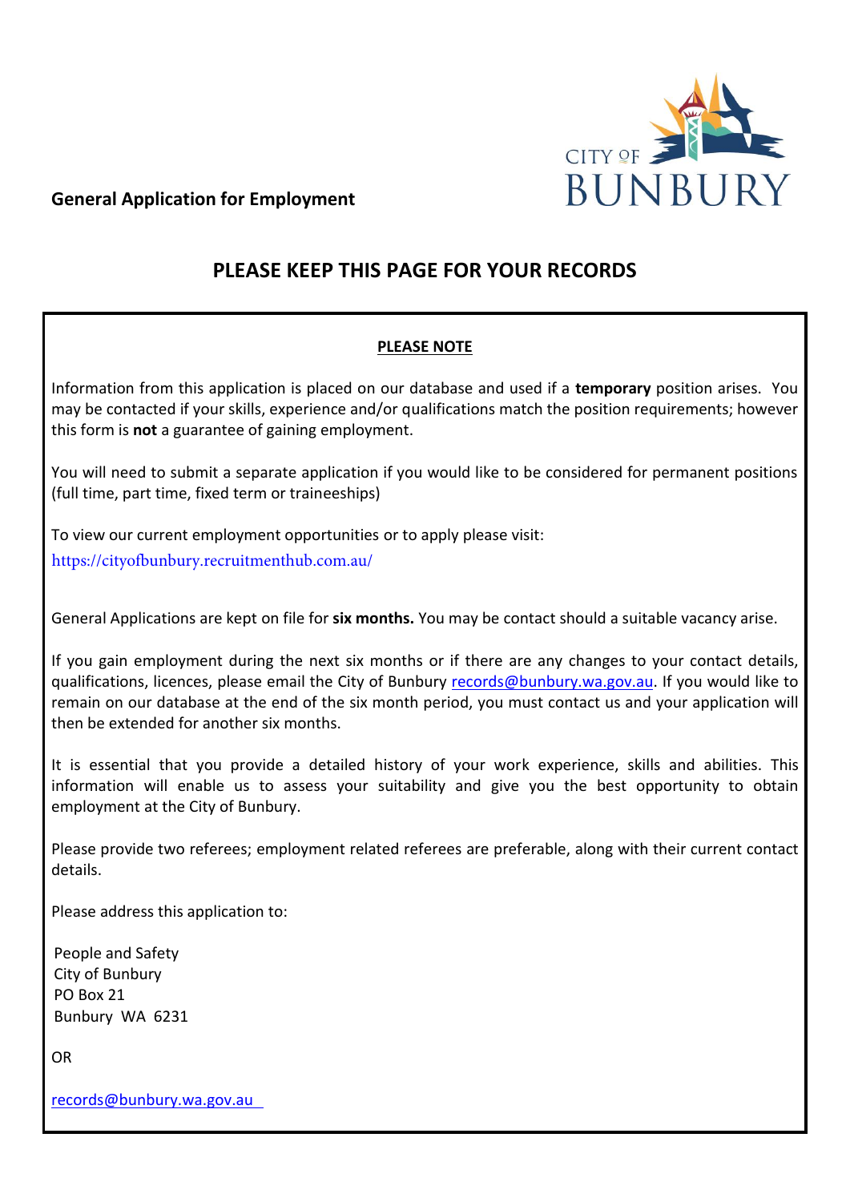**General Application for Employment**

CITY OF BUNBURY

# PLEASE KEEP THIS PAGE FOR YOUR RECORDS

**PLEASE NOTE**

Information from this application is placed on our database and used if a **temporary** position arises. You may be contacted if your skills, experience and/or qualifications match the position requirements; however this form is **not** a guarantee of gaining employment.

You will need to submit a separate application if you would like to be considered for permanent positions (full time, part time, fixed term or traineeships)

To view our current employment opportunities or to apply please visit:
https://cityofbunbury.recruitmenthub.com.au/

General Applications are kept on file for **six months.** You may be contact should a suitable vacancy arise.

If you gain employment during the next six months or if there are any changes to your contact details, qualifications, licences, please email the City of Bunbury records@bunbury.wa.gov.au. If you would like to remain on our database at the end of the six month period, you must contact us and your application will then be extended for another six months.

It is essential that you provide a detailed history of your work experience, skills and abilities. This information will enable us to assess your suitability and give you the best opportunity to obtain employment at the City of Bunbury.

Please provide two referees; employment related referees are preferable, along with their current contact details.

Please address this application to:

People and Safety
City of Bunbury
PO Box 21
Bunbury WA 6231

OR

records@bunbury.wa.gov.au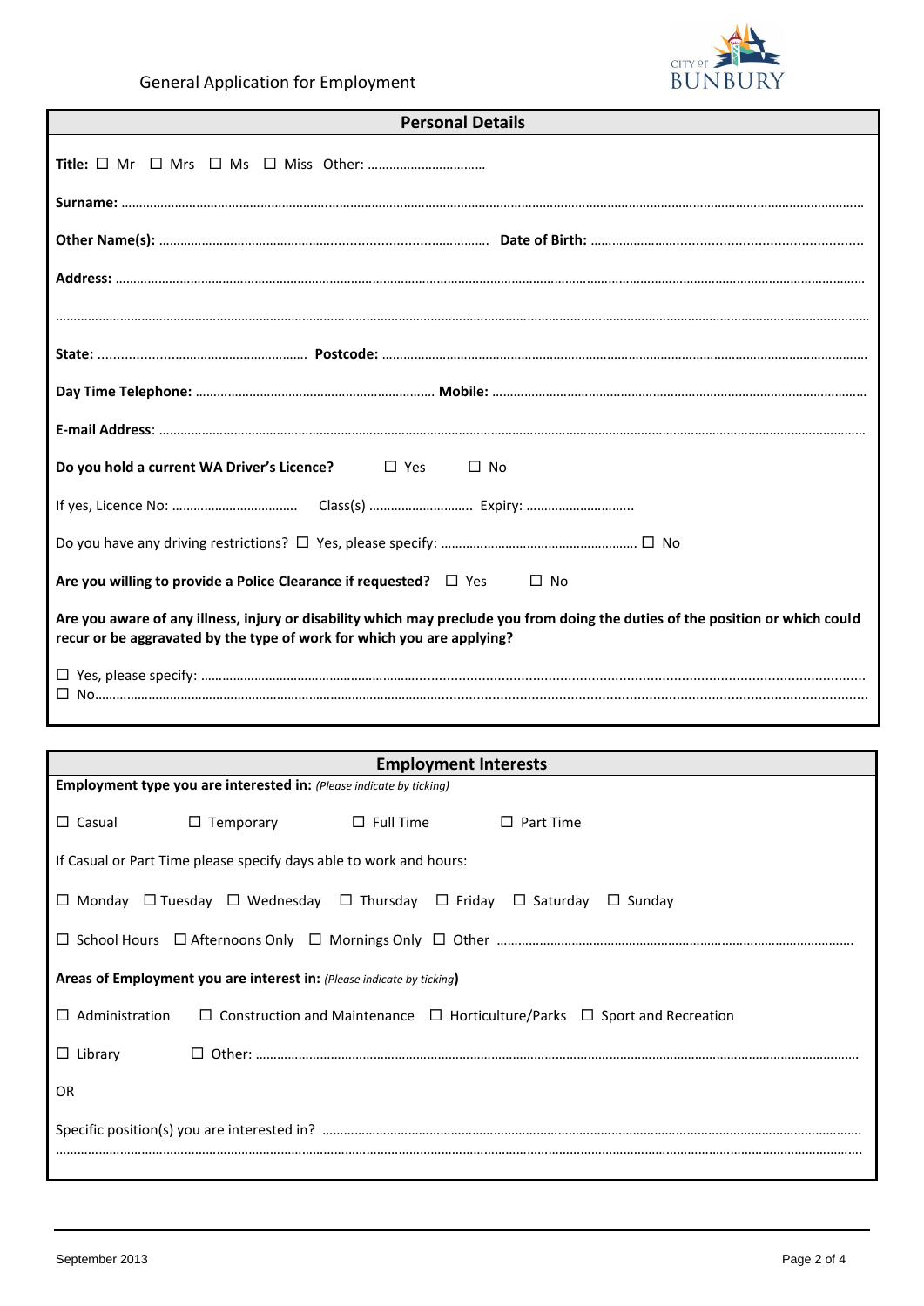General Application for Employment

CITY OF BUNBURY

## Personal Details

**Title:** ☐ Mr ☐ Mrs ☐ Ms ☐ Miss Other: ……………………………

**Surname:** ……………………………………………………………………………………………………………………………

**Other Name(s):** …………………………………………………………… **Date of Birth:** ……………………………………………

**Address:** ……………………………………………………………………………………………………………………………

……………………………………………………………………………………………………………………………………………

**State:** ……………………………………… **Postcode:** ……………………………………………………………………………

**Day Time Telephone:** ……………………………………………… **Mobile:** ………………………………………………………

**E-mail Address**: ……………………………………………………………………………………………………………………

**Do you hold a current WA Driver's Licence?** ☐ Yes ☐ No

If yes, Licence No: …………………………… Class(s) ……………………….. Expiry: ………………………..

Do you have any driving restrictions? ☐ Yes, please specify: ………………………………………………. ☐ No

**Are you willing to provide a Police Clearance if requested?** ☐ Yes ☐ No

**Are you aware of any illness, injury or disability which may preclude you from doing the duties of the position or which could recur or be aggravated by the type of work for which you are applying?**

☐ Yes, please specify: ……………………………………………………………………………………………………………
☐ No……………………………………………………………………………………………………………………………………

## Employment Interests

**Employment type you are interested in:** *(Please indicate by ticking)*

☐ Casual ☐ Temporary ☐ Full Time ☐ Part Time

If Casual or Part Time please specify days able to work and hours:

☐ Monday ☐ Tuesday ☐ Wednesday ☐ Thursday ☐ Friday ☐ Saturday ☐ Sunday

☐ School Hours ☐ Afternoons Only ☐ Mornings Only ☐ Other ……………………………………………………………

**Areas of Employment you are interest in:** *(Please indicate by ticking)*

☐ Administration ☐ Construction and Maintenance ☐ Horticulture/Parks ☐ Sport and Recreation

☐ Library ☐ Other: ……………………………………………………………………………………………………

OR

Specific position(s) you are interested in? ……………………………………………………………………………………
……………………………………………………………………………………………………………………………………………

September 2013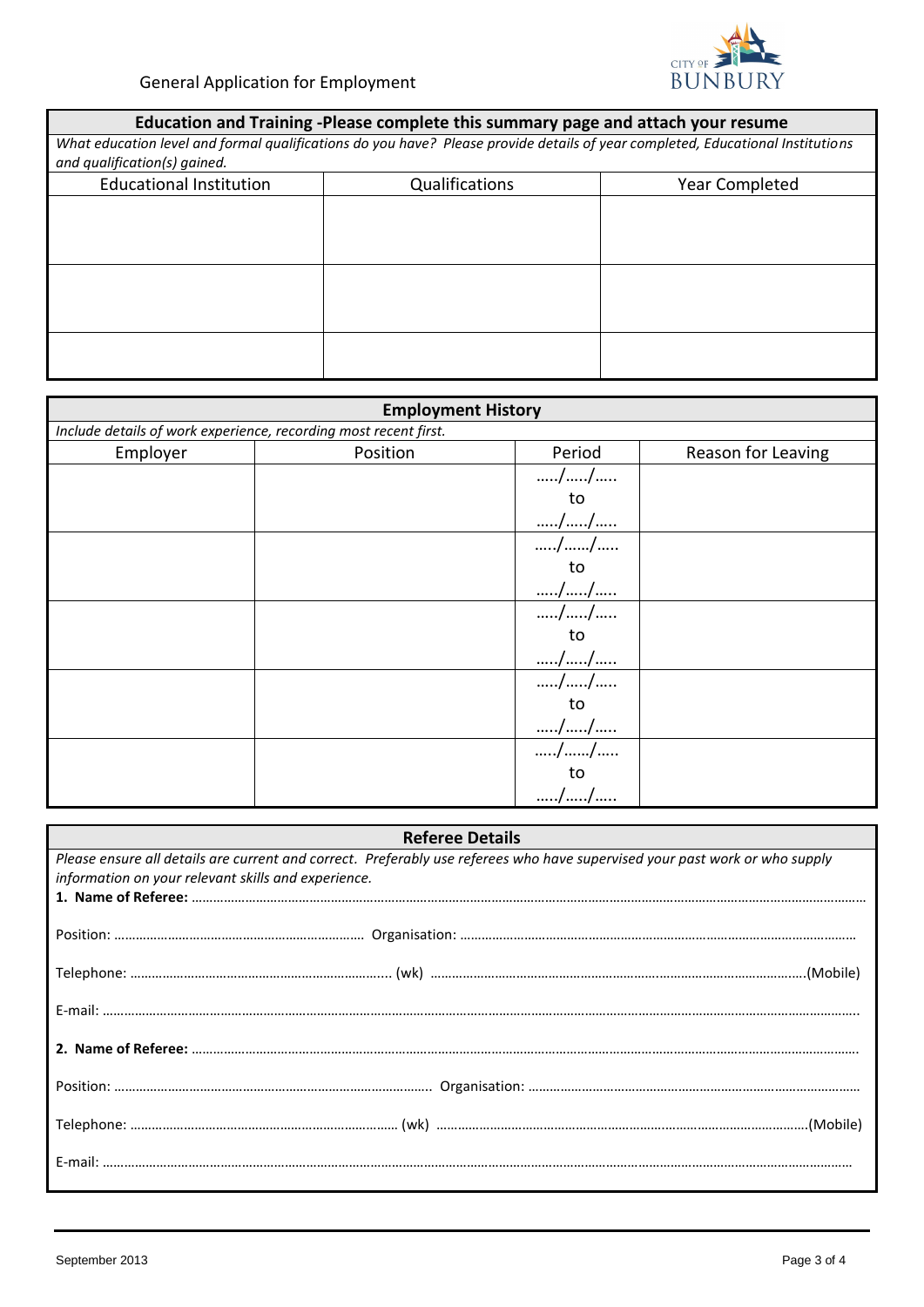General Application for Employment

## Education and Training -Please complete this summary page and attach your resume

*What education level and formal qualifications do you have? Please provide details of year completed, Educational Institutions and qualification(s) gained.*

| Educational Institution | Qualifications | Year Completed |
|---|---|---|
| | | |
| | | |
| | | |

## Employment History

*Include details of work experience, recording most recent first.*

| Employer | Position | Period | Reason for Leaving |
|---|---|---|---|
| | | …../…../….. to …../…../….. | |
| | | …../……/….. to …../…../….. | |
| | | …../…../….. to …../…../….. | |
| | | …../…../….. to …../…../….. | |
| | | …../……/….. to …../…../….. | |

## Referee Details

*Please ensure all details are current and correct. Preferably use referees who have supervised your past work or who supply information on your relevant skills and experience.*

**1. Name of Referee:** ……………………………………………………………………………………………………………………………………………

Position: …………………………………………………………… Organisation: ……………………………………………………………………………

Telephone: ………………………………………………………….. (wk) ………………………………………………………………………………(Mobile)

E-mail: ………………………………………………………………………………………………………………………………………………………………

**2. Name of Referee:** ……………………………………………………………………………………………………………………………………………

Position: ……………………………………………………………………… Organisation: ………………………………………………………………

Telephone: ………………………………………………………………… (wk) …………………………………………………………………………(Mobile)

E-mail: ………………………………………………………………………………………………………………………………………………………………

September 2013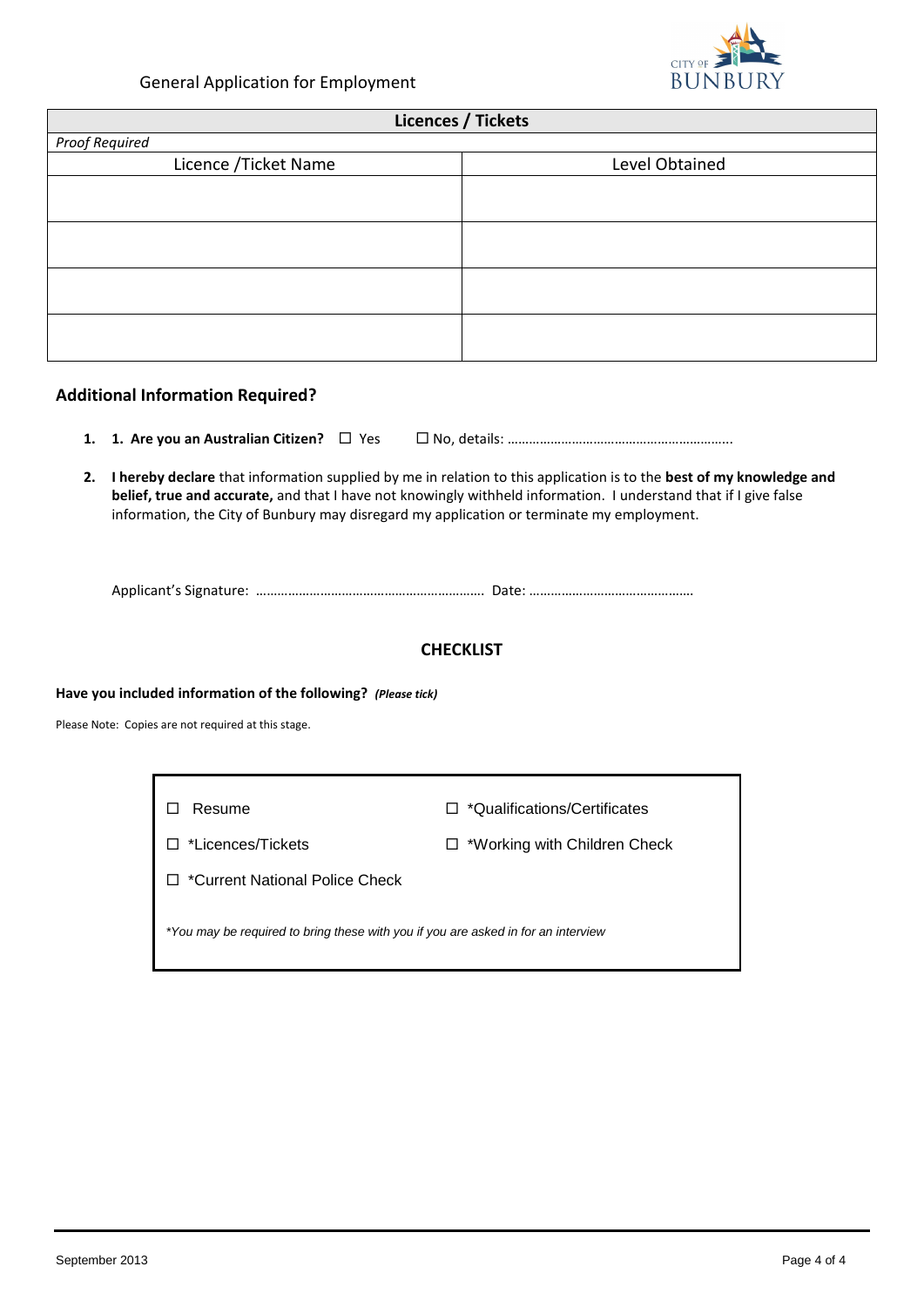| Licences / Tickets | |
|---|---|
| *Proof Required* | |
| Licence /Ticket Name | Level Obtained |
| | |
| | |
| | |
| | |

## Additional Information Required?

1. **1. Are you an Australian Citizen?** ☐ Yes ☐ No, details: ……………………………………………………..

2. **I hereby declare** that information supplied by me in relation to this application is to the **best of my knowledge and belief, true and accurate,** and that I have not knowingly withheld information. I understand that if I give false information, the City of Bunbury may disregard my application or terminate my employment.

   Applicant's Signature: ………………………………………………………. Date: ………………………………………

## CHECKLIST

**Have you included information of the following?** ***(Please tick)***

Please Note: Copies are not required at this stage.

☐ Resume

☐ *Qualifications/Certificates

☐ *Licences/Tickets

☐ *Working with Children Check

☐ *Current National Police Check

*You may be required to bring these with you if you are asked in for an interview*